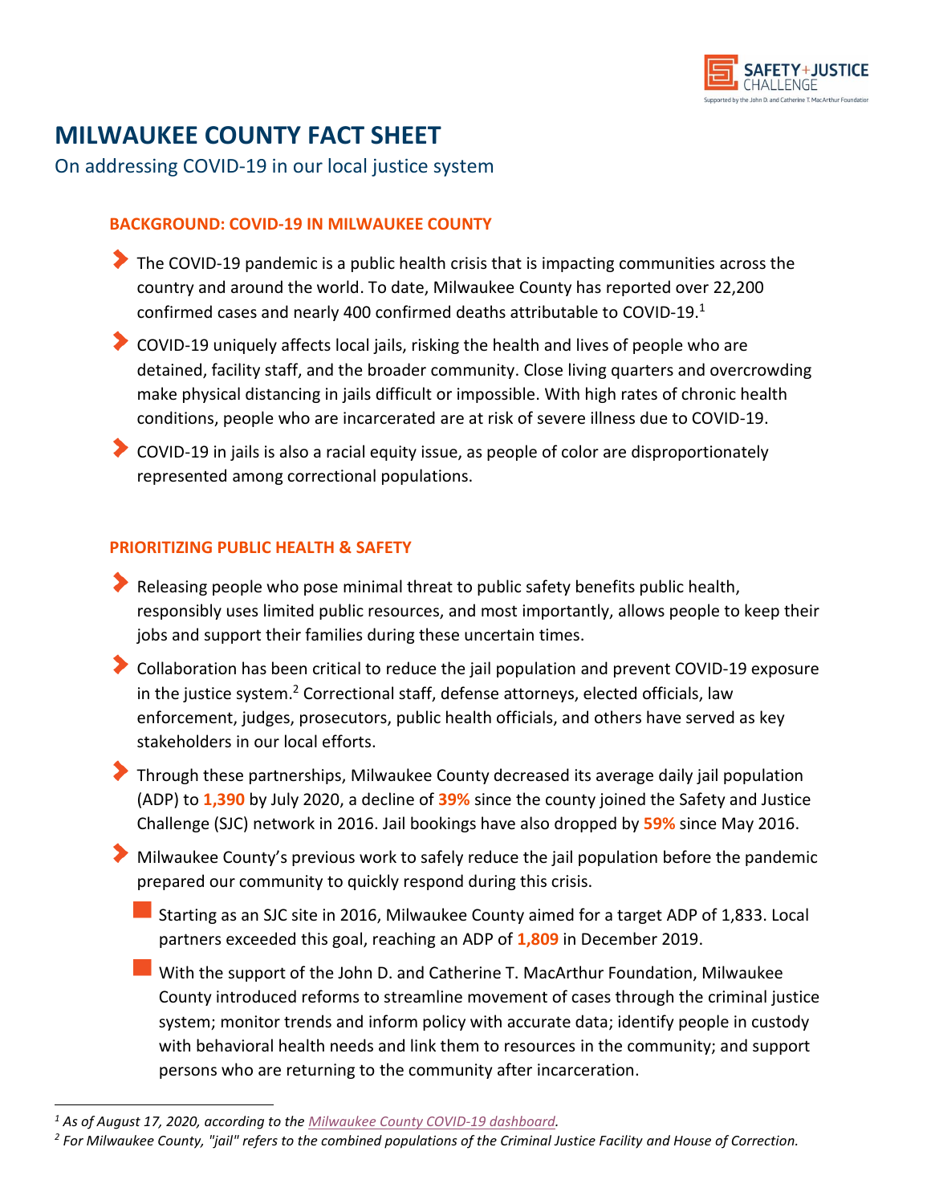# MILWAUKEE COUNTY FACT SHEET

On addressing COVID-19 in our local justice system

## BACKGROUND: COVID-19 IN MILWAUKEE COUNTY

- The COVID-19 pandemic is a public health crisis that is impacting communities across the country and around the world. To date, Milwaukee County has reported over 22,200 confirmed cases and nearly 400 confirmed deaths attributable to COVID-19.[1]
- COVID-19 uniquely affects local jails, risking the health and lives of people who are detained, facility staff, and the broader community. Close living quarters and overcrowding make physical distancing in jails difficult or impossible. With high rates of chronic health conditions, people who are incarcerated are at risk of severe illness due to COVID-19.
- COVID-19 in jails is also a racial equity issue, as people of color are disproportionately represented among correctional populations.

## PRIORITIZING PUBLIC HEALTH & SAFETY

- Releasing people who pose minimal threat to public safety benefits public health, responsibly uses limited public resources, and most importantly, allows people to keep their jobs and support their families during these uncertain times.
- Collaboration has been critical to reduce the jail population and prevent COVID-19 exposure in the justice system.[2] Correctional staff, defense attorneys, elected officials, law enforcement, judges, prosecutors, public health officials, and others have served as key stakeholders in our local efforts.
- Through these partnerships, Milwaukee County decreased its average daily jail population (ADP) to **1,390** by July 2020, a decline of **39%** since the county joined the Safety and Justice Challenge (SJC) network in 2016. Jail bookings have also dropped by **59%** since May 2016.
- Milwaukee County's previous work to safely reduce the jail population before the pandemic prepared our community to quickly respond during this crisis.
  - Starting as an SJC site in 2016, Milwaukee County aimed for a target ADP of 1,833. Local partners exceeded this goal, reaching an ADP of **1,809** in December 2019.
  - With the support of the John D. and Catherine T. MacArthur Foundation, Milwaukee County introduced reforms to streamline movement of cases through the criminal justice system; monitor trends and inform policy with accurate data; identify people in custody with behavioral health needs and link them to resources in the community; and support persons who are returning to the community after incarceration.

---

*[1] As of August 17, 2020, according to the Milwaukee County COVID-19 dashboard.*

*[2] For Milwaukee County, "jail" refers to the combined populations of the Criminal Justice Facility and House of Correction.*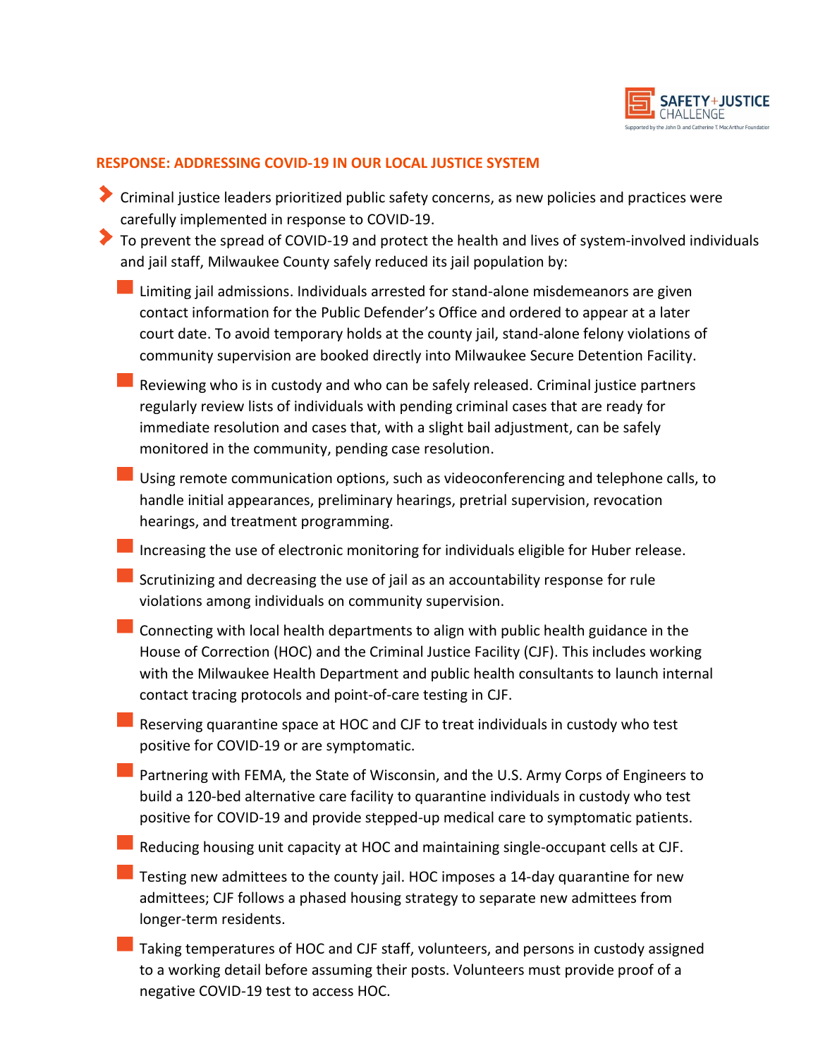## RESPONSE: ADDRESSING COVID-19 IN OUR LOCAL JUSTICE SYSTEM

- Criminal justice leaders prioritized public safety concerns, as new policies and practices were carefully implemented in response to COVID-19.
- To prevent the spread of COVID-19 and protect the health and lives of system-involved individuals and jail staff, Milwaukee County safely reduced its jail population by:
  - Limiting jail admissions. Individuals arrested for stand-alone misdemeanors are given contact information for the Public Defender's Office and ordered to appear at a later court date. To avoid temporary holds at the county jail, stand-alone felony violations of community supervision are booked directly into Milwaukee Secure Detention Facility.
  - Reviewing who is in custody and who can be safely released. Criminal justice partners regularly review lists of individuals with pending criminal cases that are ready for immediate resolution and cases that, with a slight bail adjustment, can be safely monitored in the community, pending case resolution.
  - Using remote communication options, such as videoconferencing and telephone calls, to handle initial appearances, preliminary hearings, pretrial supervision, revocation hearings, and treatment programming.
  - Increasing the use of electronic monitoring for individuals eligible for Huber release.
  - Scrutinizing and decreasing the use of jail as an accountability response for rule violations among individuals on community supervision.
  - Connecting with local health departments to align with public health guidance in the House of Correction (HOC) and the Criminal Justice Facility (CJF). This includes working with the Milwaukee Health Department and public health consultants to launch internal contact tracing protocols and point-of-care testing in CJF.
  - Reserving quarantine space at HOC and CJF to treat individuals in custody who test positive for COVID-19 or are symptomatic.
  - Partnering with FEMA, the State of Wisconsin, and the U.S. Army Corps of Engineers to build a 120-bed alternative care facility to quarantine individuals in custody who test positive for COVID-19 and provide stepped-up medical care to symptomatic patients.
  - Reducing housing unit capacity at HOC and maintaining single-occupant cells at CJF.
  - Testing new admittees to the county jail. HOC imposes a 14-day quarantine for new admittees; CJF follows a phased housing strategy to separate new admittees from longer-term residents.
  - Taking temperatures of HOC and CJF staff, volunteers, and persons in custody assigned to a working detail before assuming their posts. Volunteers must provide proof of a negative COVID-19 test to access HOC.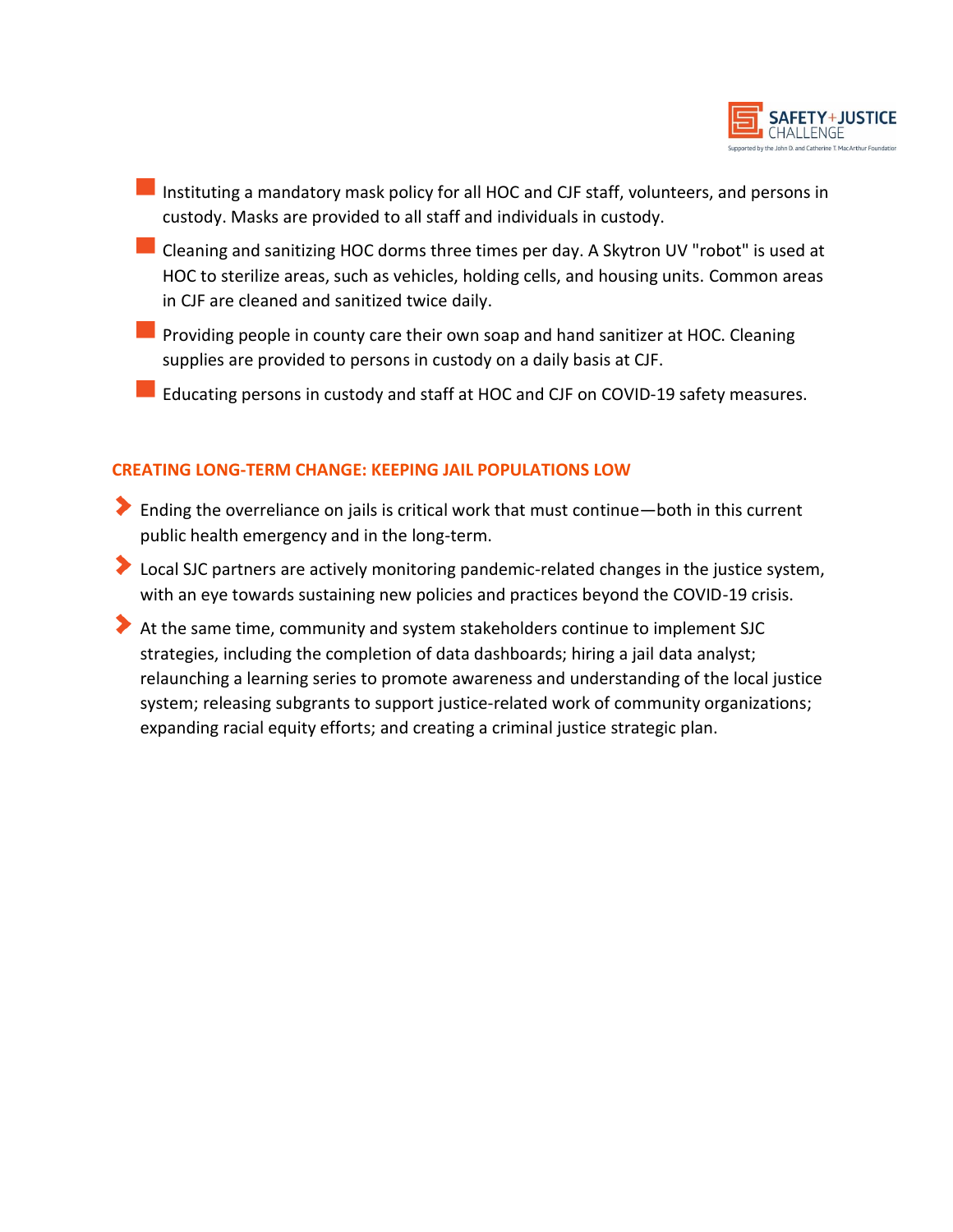- Instituting a mandatory mask policy for all HOC and CJF staff, volunteers, and persons in custody. Masks are provided to all staff and individuals in custody.
- Cleaning and sanitizing HOC dorms three times per day. A Skytron UV "robot" is used at HOC to sterilize areas, such as vehicles, holding cells, and housing units. Common areas in CJF are cleaned and sanitized twice daily.
- Providing people in county care their own soap and hand sanitizer at HOC. Cleaning supplies are provided to persons in custody on a daily basis at CJF.
- Educating persons in custody and staff at HOC and CJF on COVID-19 safety measures.

## CREATING LONG-TERM CHANGE: KEEPING JAIL POPULATIONS LOW

- Ending the overreliance on jails is critical work that must continue—both in this current public health emergency and in the long-term.
- Local SJC partners are actively monitoring pandemic-related changes in the justice system, with an eye towards sustaining new policies and practices beyond the COVID-19 crisis.
- At the same time, community and system stakeholders continue to implement SJC strategies, including the completion of data dashboards; hiring a jail data analyst; relaunching a learning series to promote awareness and understanding of the local justice system; releasing subgrants to support justice-related work of community organizations; expanding racial equity efforts; and creating a criminal justice strategic plan.